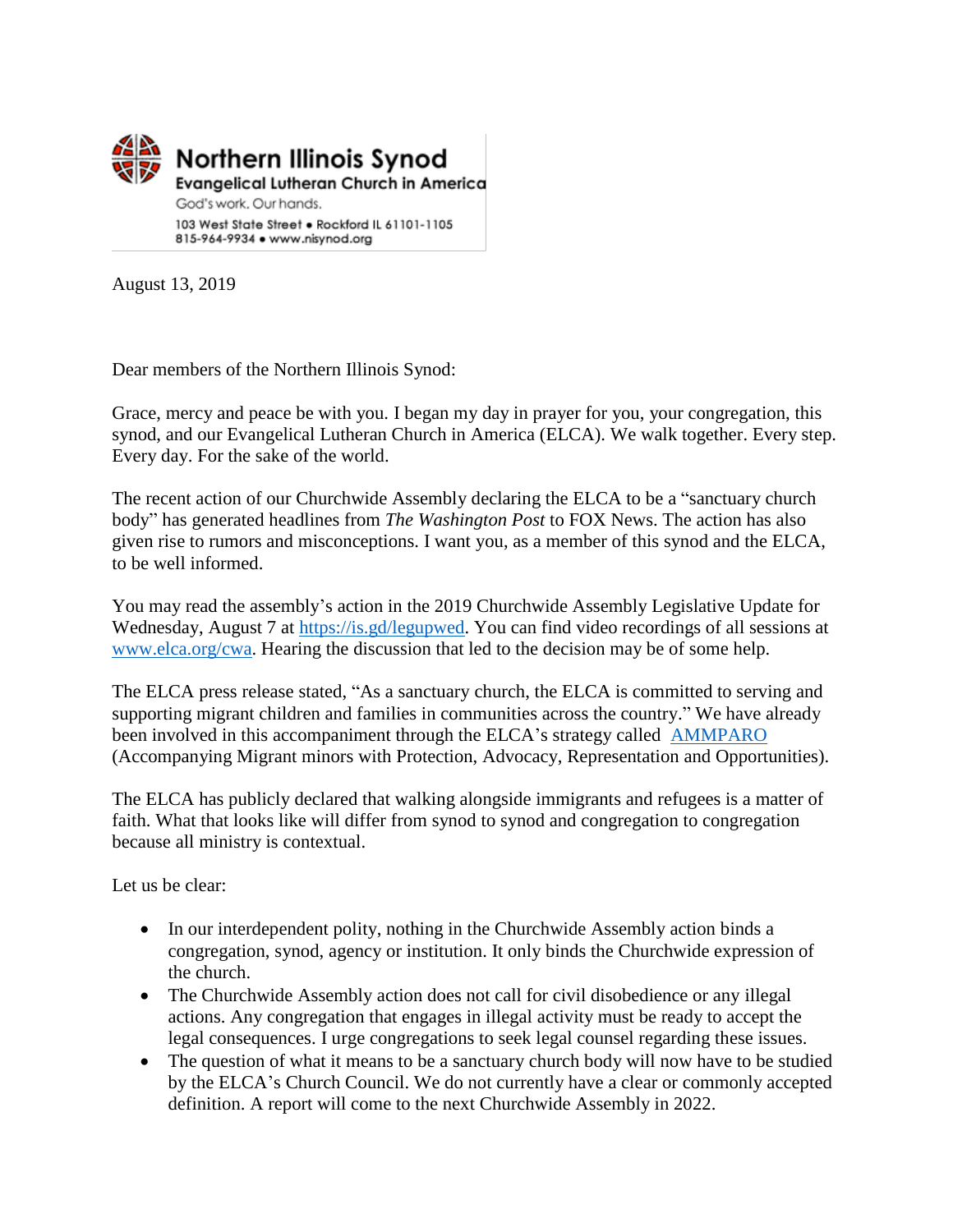**Northern Illinois Synod**
**Evangelical Lutheran Church in America**
God's work. Our hands.
103 West State Street • Rockford IL 61101-1105
815-964-9934 • www.nisynod.org

August 13, 2019

Dear members of the Northern Illinois Synod:

Grace, mercy and peace be with you. I began my day in prayer for you, your congregation, this synod, and our Evangelical Lutheran Church in America (ELCA). We walk together. Every step. Every day. For the sake of the world.

The recent action of our Churchwide Assembly declaring the ELCA to be a "sanctuary church body" has generated headlines from *The Washington Post* to FOX News. The action has also given rise to rumors and misconceptions. I want you, as a member of this synod and the ELCA, to be well informed.

You may read the assembly's action in the 2019 Churchwide Assembly Legislative Update for Wednesday, August 7 at [https://is.gd/legupwed](https://is.gd/legupwed). You can find video recordings of all sessions at [www.elca.org/cwa](http://www.elca.org/cwa). Hearing the discussion that led to the decision may be of some help.

The ELCA press release stated, "As a sanctuary church, the ELCA is committed to serving and supporting migrant children and families in communities across the country." We have already been involved in this accompaniment through the ELCA's strategy called [AMMPARO](#) (Accompanying Migrant minors with Protection, Advocacy, Representation and Opportunities).

The ELCA has publicly declared that walking alongside immigrants and refugees is a matter of faith. What that looks like will differ from synod to synod and congregation to congregation because all ministry is contextual.

Let us be clear:

- In our interdependent polity, nothing in the Churchwide Assembly action binds a congregation, synod, agency or institution. It only binds the Churchwide expression of the church.
- The Churchwide Assembly action does not call for civil disobedience or any illegal actions. Any congregation that engages in illegal activity must be ready to accept the legal consequences. I urge congregations to seek legal counsel regarding these issues.
- The question of what it means to be a sanctuary church body will now have to be studied by the ELCA's Church Council. We do not currently have a clear or commonly accepted definition. A report will come to the next Churchwide Assembly in 2022.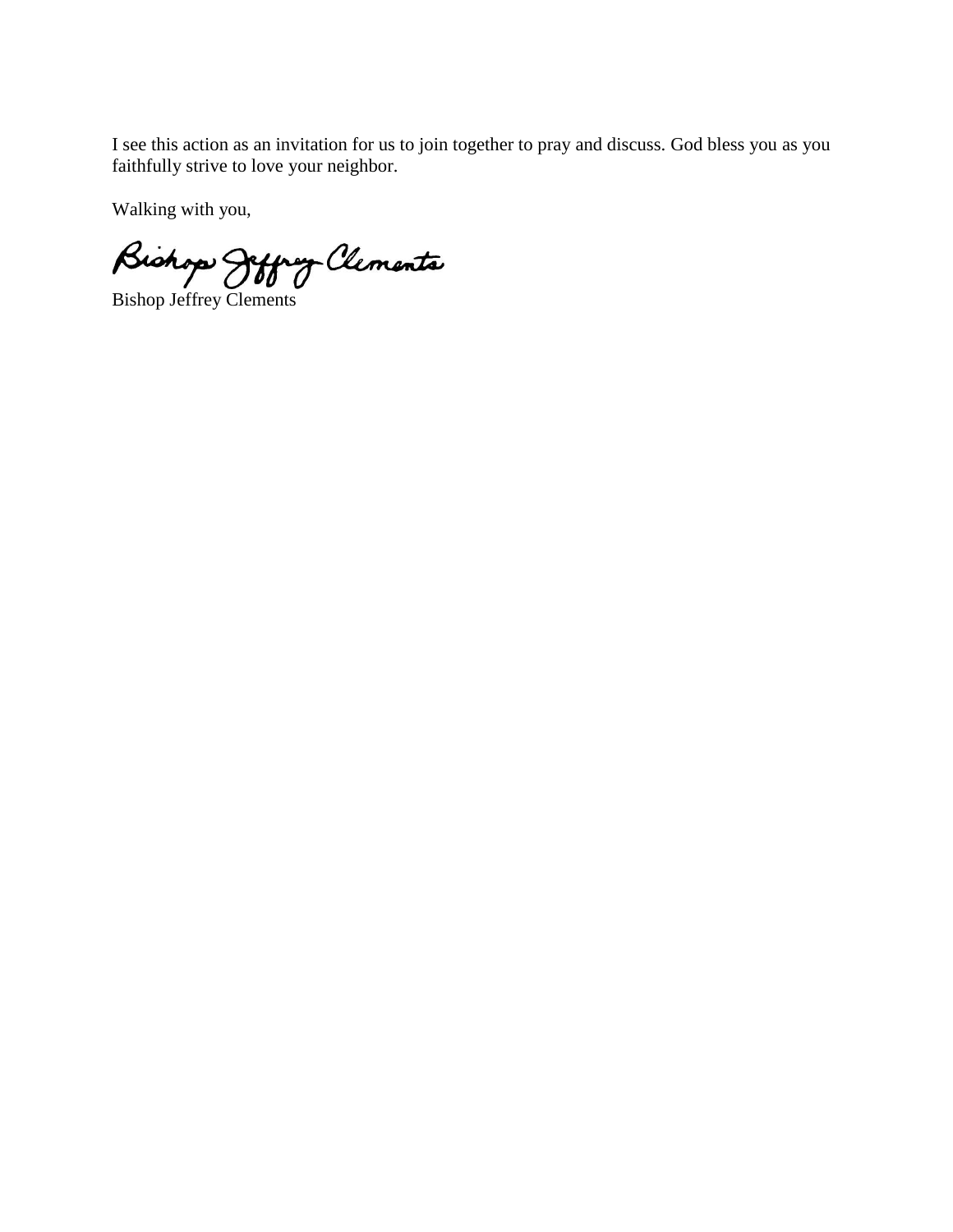I see this action as an invitation for us to join together to pray and discuss. God bless you as you faithfully strive to love your neighbor.

Walking with you,

Bishop Jeffrey Clements